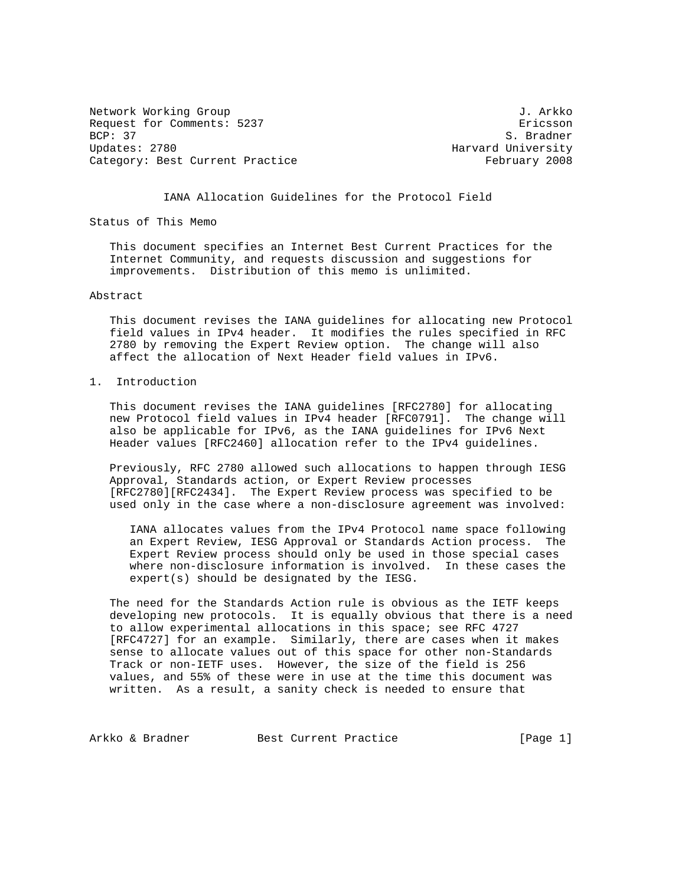Network Working Group J. Arkko
Request for Comments: 5237 Ericsson
BCP: 37 S. Bradner
Updates: 2780 Harvard University
Category: Best Current Practice February 2008

# IANA Allocation Guidelines for the Protocol Field

## Status of This Memo

This document specifies an Internet Best Current Practices for the Internet Community, and requests discussion and suggestions for improvements. Distribution of this memo is unlimited.

## Abstract

This document revises the IANA guidelines for allocating new Protocol field values in IPv4 header. It modifies the rules specified in RFC 2780 by removing the Expert Review option. The change will also affect the allocation of Next Header field values in IPv6.

## 1. Introduction

This document revises the IANA guidelines [RFC2780] for allocating new Protocol field values in IPv4 header [RFC0791]. The change will also be applicable for IPv6, as the IANA guidelines for IPv6 Next Header values [RFC2460] allocation refer to the IPv4 guidelines.

Previously, RFC 2780 allowed such allocations to happen through IESG Approval, Standards action, or Expert Review processes [RFC2780][RFC2434]. The Expert Review process was specified to be used only in the case where a non-disclosure agreement was involved:

> IANA allocates values from the IPv4 Protocol name space following an Expert Review, IESG Approval or Standards Action process. The Expert Review process should only be used in those special cases where non-disclosure information is involved. In these cases the expert(s) should be designated by the IESG.

The need for the Standards Action rule is obvious as the IETF keeps developing new protocols. It is equally obvious that there is a need to allow experimental allocations in this space; see RFC 4727 [RFC4727] for an example. Similarly, there are cases when it makes sense to allocate values out of this space for other non-Standards Track or non-IETF uses. However, the size of the field is 256 values, and 55% of these were in use at the time this document was written. As a result, a sanity check is needed to ensure that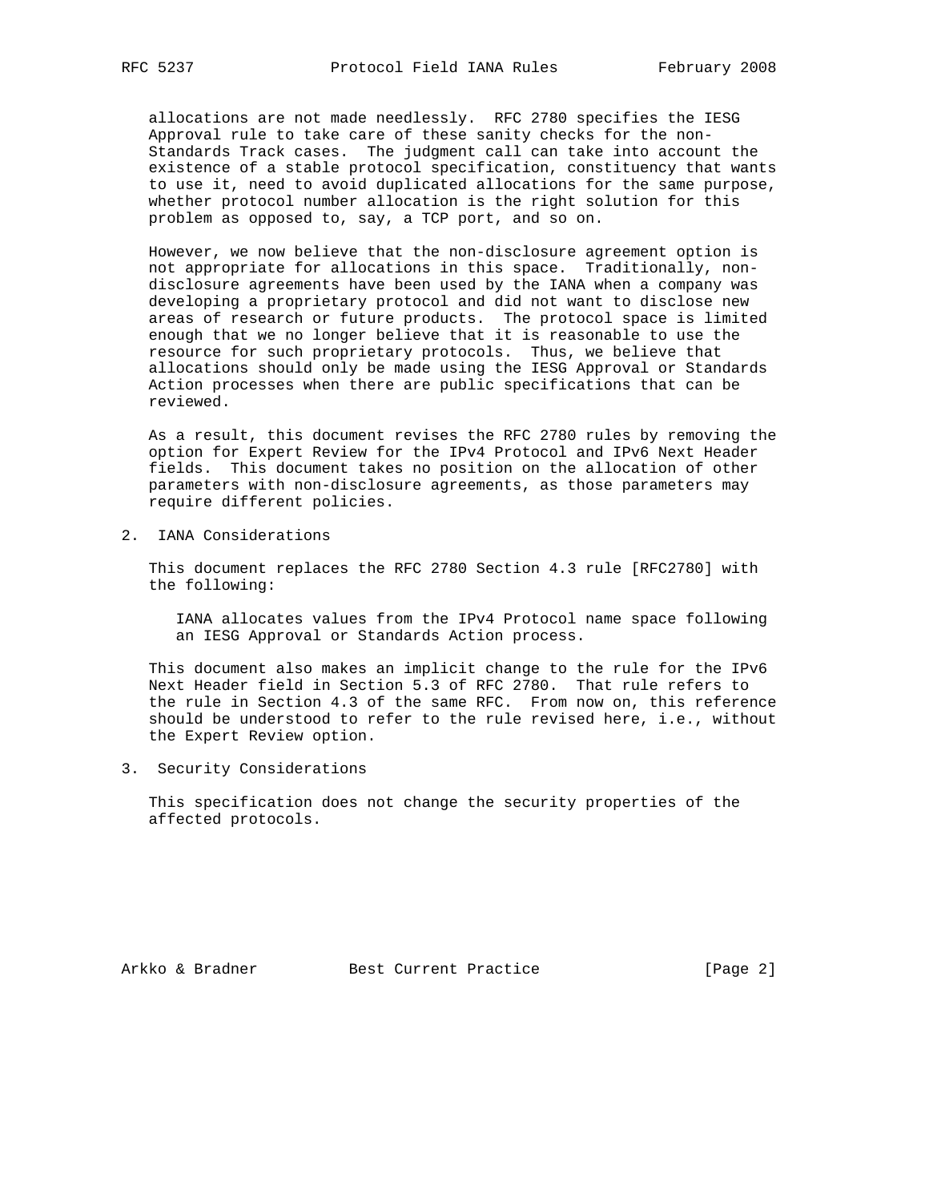allocations are not made needlessly. RFC 2780 specifies the IESG Approval rule to take care of these sanity checks for the non-Standards Track cases. The judgment call can take into account the existence of a stable protocol specification, constituency that wants to use it, need to avoid duplicated allocations for the same purpose, whether protocol number allocation is the right solution for this problem as opposed to, say, a TCP port, and so on.

However, we now believe that the non-disclosure agreement option is not appropriate for allocations in this space. Traditionally, non-disclosure agreements have been used by the IANA when a company was developing a proprietary protocol and did not want to disclose new areas of research or future products. The protocol space is limited enough that we no longer believe that it is reasonable to use the resource for such proprietary protocols. Thus, we believe that allocations should only be made using the IESG Approval or Standards Action processes when there are public specifications that can be reviewed.

As a result, this document revises the RFC 2780 rules by removing the option for Expert Review for the IPv4 Protocol and IPv6 Next Header fields. This document takes no position on the allocation of other parameters with non-disclosure agreements, as those parameters may require different policies.

## 2. IANA Considerations

This document replaces the RFC 2780 Section 4.3 rule [RFC2780] with the following:

> IANA allocates values from the IPv4 Protocol name space following an IESG Approval or Standards Action process.

This document also makes an implicit change to the rule for the IPv6 Next Header field in Section 5.3 of RFC 2780. That rule refers to the rule in Section 4.3 of the same RFC. From now on, this reference should be understood to refer to the rule revised here, i.e., without the Expert Review option.

## 3. Security Considerations

This specification does not change the security properties of the affected protocols.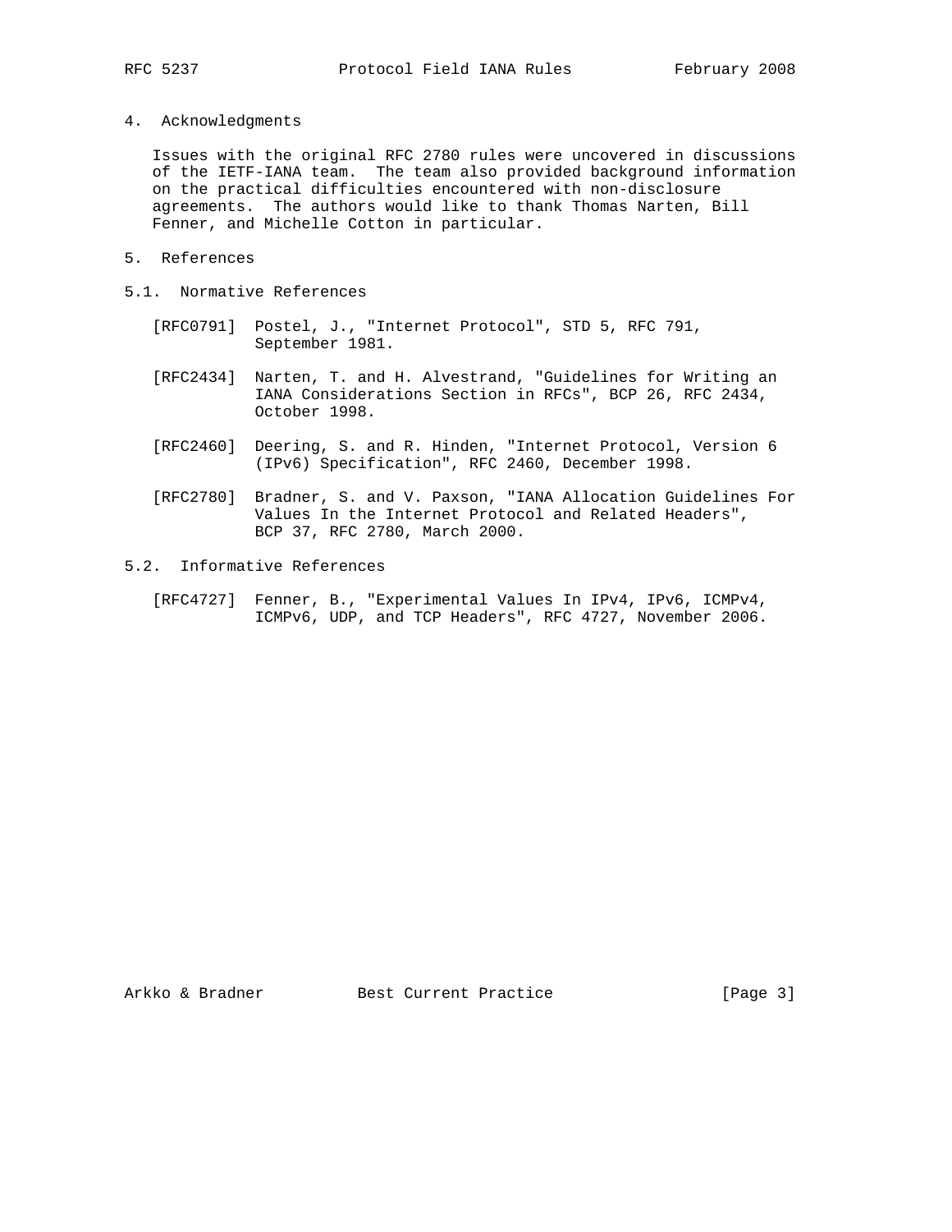## 4. Acknowledgments

Issues with the original RFC 2780 rules were uncovered in discussions of the IETF-IANA team. The team also provided background information on the practical difficulties encountered with non-disclosure agreements. The authors would like to thank Thomas Narten, Bill Fenner, and Michelle Cotton in particular.

## 5. References

### 5.1. Normative References

[RFC0791] Postel, J., "Internet Protocol", STD 5, RFC 791, September 1981.

[RFC2434] Narten, T. and H. Alvestrand, "Guidelines for Writing an IANA Considerations Section in RFCs", BCP 26, RFC 2434, October 1998.

[RFC2460] Deering, S. and R. Hinden, "Internet Protocol, Version 6 (IPv6) Specification", RFC 2460, December 1998.

[RFC2780] Bradner, S. and V. Paxson, "IANA Allocation Guidelines For Values In the Internet Protocol and Related Headers", BCP 37, RFC 2780, March 2000.

### 5.2. Informative References

[RFC4727] Fenner, B., "Experimental Values In IPv4, IPv6, ICMPv4, ICMPv6, UDP, and TCP Headers", RFC 4727, November 2006.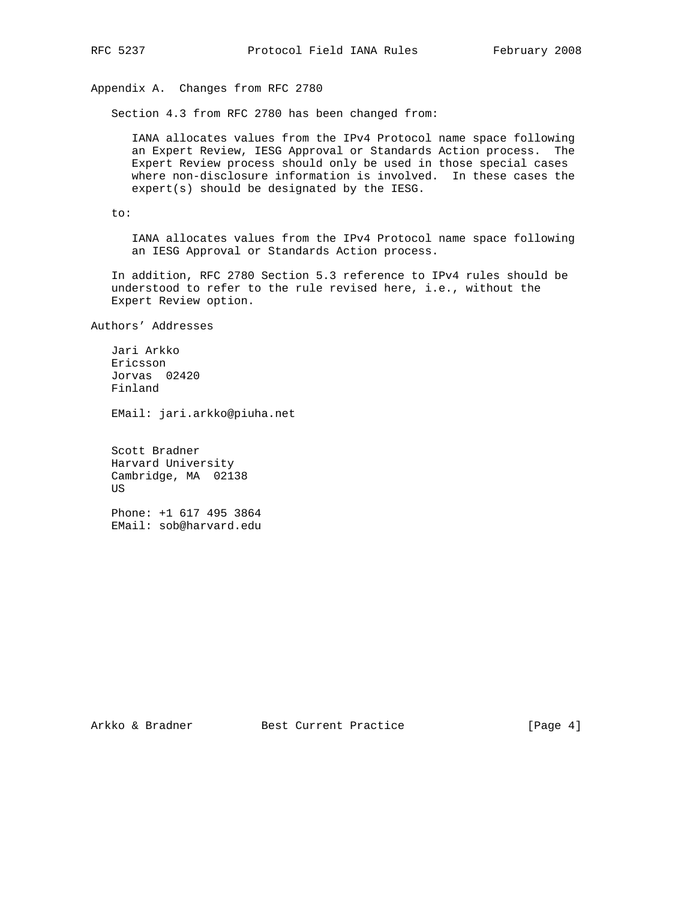## Appendix A. Changes from RFC 2780

Section 4.3 from RFC 2780 has been changed from:

> IANA allocates values from the IPv4 Protocol name space following an Expert Review, IESG Approval or Standards Action process. The Expert Review process should only be used in those special cases where non-disclosure information is involved. In these cases the expert(s) should be designated by the IESG.

to:

> IANA allocates values from the IPv4 Protocol name space following an IESG Approval or Standards Action process.

In addition, RFC 2780 Section 5.3 reference to IPv4 rules should be understood to refer to the rule revised here, i.e., without the Expert Review option.

## Authors' Addresses

Jari Arkko
Ericsson
Jorvas 02420
Finland

EMail: jari.arkko@piuha.net

Scott Bradner
Harvard University
Cambridge, MA 02138
US

Phone: +1 617 495 3864
EMail: sob@harvard.edu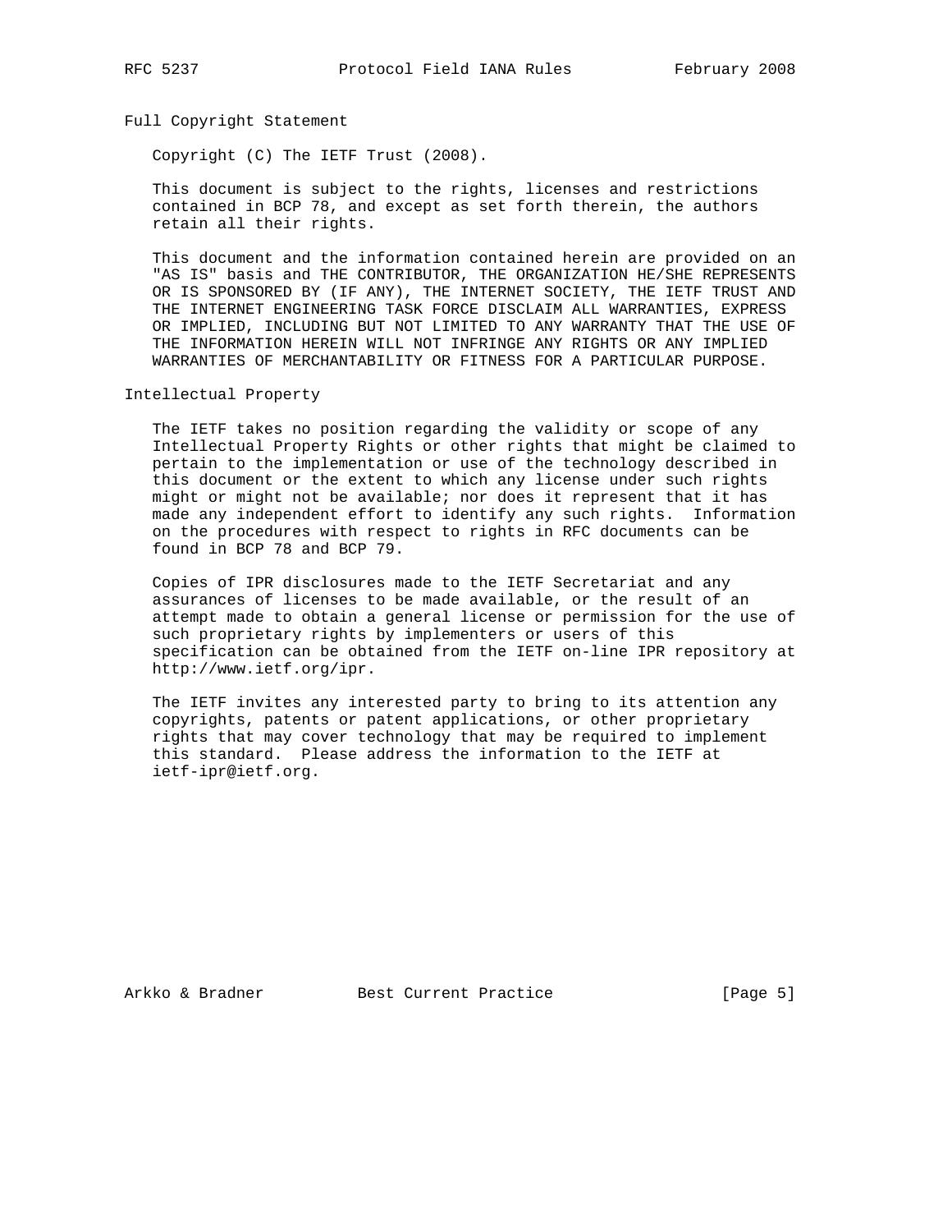## Full Copyright Statement

Copyright (C) The IETF Trust (2008).

This document is subject to the rights, licenses and restrictions contained in BCP 78, and except as set forth therein, the authors retain all their rights.

This document and the information contained herein are provided on an "AS IS" basis and THE CONTRIBUTOR, THE ORGANIZATION HE/SHE REPRESENTS OR IS SPONSORED BY (IF ANY), THE INTERNET SOCIETY, THE IETF TRUST AND THE INTERNET ENGINEERING TASK FORCE DISCLAIM ALL WARRANTIES, EXPRESS OR IMPLIED, INCLUDING BUT NOT LIMITED TO ANY WARRANTY THAT THE USE OF THE INFORMATION HEREIN WILL NOT INFRINGE ANY RIGHTS OR ANY IMPLIED WARRANTIES OF MERCHANTABILITY OR FITNESS FOR A PARTICULAR PURPOSE.

## Intellectual Property

The IETF takes no position regarding the validity or scope of any Intellectual Property Rights or other rights that might be claimed to pertain to the implementation or use of the technology described in this document or the extent to which any license under such rights might or might not be available; nor does it represent that it has made any independent effort to identify any such rights. Information on the procedures with respect to rights in RFC documents can be found in BCP 78 and BCP 79.

Copies of IPR disclosures made to the IETF Secretariat and any assurances of licenses to be made available, or the result of an attempt made to obtain a general license or permission for the use of such proprietary rights by implementers or users of this specification can be obtained from the IETF on-line IPR repository at http://www.ietf.org/ipr.

The IETF invites any interested party to bring to its attention any copyrights, patents or patent applications, or other proprietary rights that may cover technology that may be required to implement this standard. Please address the information to the IETF at ietf-ipr@ietf.org.